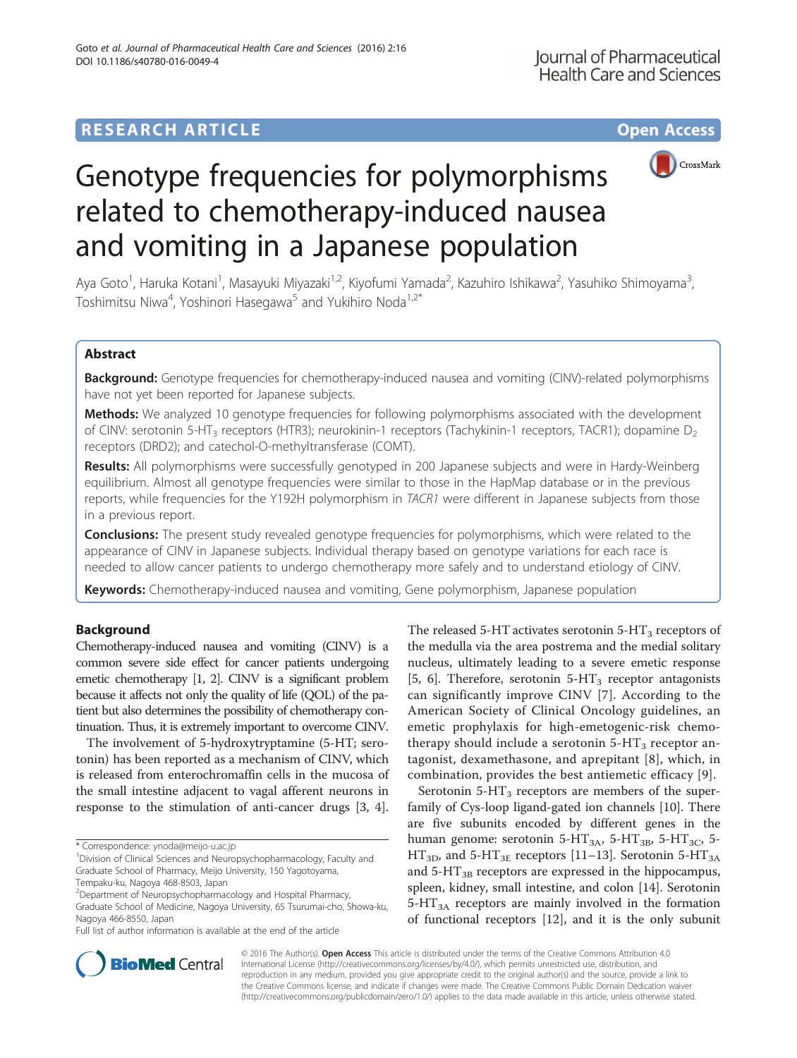**RESEARCH ARTICLE** **Open Access**

# Genotype frequencies for polymorphisms related to chemotherapy-induced nausea and vomiting in a Japanese population

Aya Goto[1], Haruka Kotani[1], Masayuki Miyazaki[1,2], Kiyofumi Yamada[2], Kazuhiro Ishikawa[2], Yasuhiko Shimoyama[3], Toshimitsu Niwa[4], Yoshinori Hasegawa[5] and Yukihiro Noda[1,2*]

## Abstract

**Background:** Genotype frequencies for chemotherapy-induced nausea and vomiting (CINV)-related polymorphisms have not yet been reported for Japanese subjects.

**Methods:** We analyzed 10 genotype frequencies for following polymorphisms associated with the development of CINV: serotonin 5-$HT_3$ receptors (HTR3); neurokinin-1 receptors (Tachykinin-1 receptors, TACR1); dopamine $D_2$ receptors (DRD2); and catechol-O-methyltransferase (COMT).

**Results:** All polymorphisms were successfully genotyped in 200 Japanese subjects and were in Hardy-Weinberg equilibrium. Almost all genotype frequencies were similar to those in the HapMap database or in the previous reports, while frequencies for the Y192H polymorphism in *TACR1* were different in Japanese subjects from those in a previous report.

**Conclusions:** The present study revealed genotype frequencies for polymorphisms, which were related to the appearance of CINV in Japanese subjects. Individual therapy based on genotype variations for each race is needed to allow cancer patients to undergo chemotherapy more safely and to understand etiology of CINV.

**Keywords:** Chemotherapy-induced nausea and vomiting, Gene polymorphism, Japanese population

## Background

Chemotherapy-induced nausea and vomiting (CINV) is a common severe side effect for cancer patients undergoing emetic chemotherapy [1, 2]. CINV is a significant problem because it affects not only the quality of life (QOL) of the patient but also determines the possibility of chemotherapy continuation. Thus, it is extremely important to overcome CINV.

The involvement of 5-hydroxytryptamine (5-HT; serotonin) has been reported as a mechanism of CINV, which is released from enterochromaffin cells in the mucosa of the small intestine adjacent to vagal afferent neurons in response to the stimulation of anti-cancer drugs [3, 4]. The released 5-HT activates serotonin 5-$HT_3$ receptors of the medulla via the area postrema and the medial solitary nucleus, ultimately leading to a severe emetic response [5, 6]. Therefore, serotonin 5-$HT_3$ receptor antagonists can significantly improve CINV [7]. According to the American Society of Clinical Oncology guidelines, an emetic prophylaxis for high-emetogenic-risk chemotherapy should include a serotonin 5-$HT_3$ receptor antagonist, dexamethasone, and aprepitant [8], which, in combination, provides the best antiemetic efficacy [9].

Serotonin 5-$HT_3$ receptors are members of the superfamily of Cys-loop ligand-gated ion channels [10]. There are five subunits encoded by different genes in the human genome: serotonin 5-$HT_{3A}$, 5-$HT_{3B}$, 5-$HT_{3C}$, 5-$HT_{3D}$, and 5-$HT_{3E}$ receptors [11–13]. Serotonin 5-$HT_{3A}$ and 5-$HT_{3B}$ receptors are expressed in the hippocampus, spleen, kidney, small intestine, and colon [14]. Serotonin 5-$HT_{3A}$ receptors are mainly involved in the formation of functional receptors [12], and it is the only subunit

\* Correspondence: ynoda@meijo-u.ac.jp
[1]Division of Clinical Sciences and Neuropsychopharmacology, Faculty and Graduate School of Pharmacy, Meijo University, 150 Yagotoyama, Tempaku-ku, Nagoya 468-8503, Japan
[2]Department of Neuropsychopharmacology and Hospital Pharmacy, Graduate School of Medicine, Nagoya University, 65 Tsurumai-cho, Showa-ku, Nagoya 466-8550, Japan
Full list of author information is available at the end of the article

© 2016 The Author(s). **Open Access** This article is distributed under the terms of the Creative Commons Attribution 4.0 International License (http://creativecommons.org/licenses/by/4.0/), which permits unrestricted use, distribution, and reproduction in any medium, provided you give appropriate credit to the original author(s) and the source, provide a link to the Creative Commons license, and indicate if changes were made. The Creative Commons Public Domain Dedication waiver (http://creativecommons.org/publicdomain/zero/1.0/) applies to the data made available in this article, unless otherwise stated.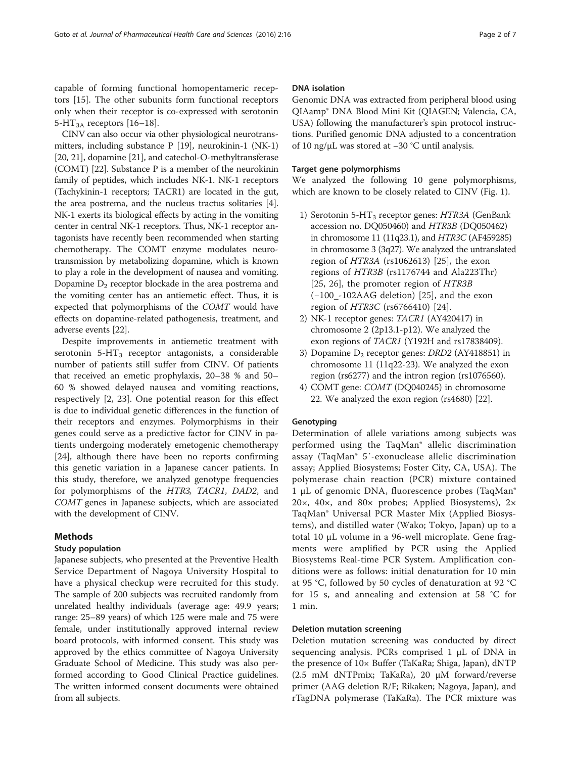capable of forming functional homopentameric receptors [15]. The other subunits form functional receptors only when their receptor is co-expressed with serotonin 5-$HT_{3A}$ receptors [16–18].

CINV can also occur via other physiological neurotransmitters, including substance P [19], neurokinin-1 (NK-1) [20, 21], dopamine [21], and catechol-O-methyltransferase (COMT) [22]. Substance P is a member of the neurokinin family of peptides, which includes NK-1. NK-1 receptors (Tachykinin-1 receptors; TACR1) are located in the gut, the area postrema, and the nucleus tractus solitaries [4]. NK-1 exerts its biological effects by acting in the vomiting center in central NK-1 receptors. Thus, NK-1 receptor antagonists have recently been recommended when starting chemotherapy. The COMT enzyme modulates neurotransmission by metabolizing dopamine, which is known to play a role in the development of nausea and vomiting. Dopamine $D_2$ receptor blockade in the area postrema and the vomiting center has an antiemetic effect. Thus, it is expected that polymorphisms of the *COMT* would have effects on dopamine-related pathogenesis, treatment, and adverse events [22].

Despite improvements in antiemetic treatment with serotonin 5-$HT_3$ receptor antagonists, a considerable number of patients still suffer from CINV. Of patients that received an emetic prophylaxis, 20–38 % and 50–60 % showed delayed nausea and vomiting reactions, respectively [2, 23]. One potential reason for this effect is due to individual genetic differences in the function of their receptors and enzymes. Polymorphisms in their genes could serve as a predictive factor for CINV in patients undergoing moderately emetogenic chemotherapy [24], although there have been no reports confirming this genetic variation in a Japanese cancer patients. In this study, therefore, we analyzed genotype frequencies for polymorphisms of the *HTR3*, *TACR1*, *DAD2*, and *COMT* genes in Japanese subjects, which are associated with the development of CINV.

## Methods

### Study population

Japanese subjects, who presented at the Preventive Health Service Department of Nagoya University Hospital to have a physical checkup were recruited for this study. The sample of 200 subjects was recruited randomly from unrelated healthy individuals (average age: 49.9 years; range: 25–89 years) of which 125 were male and 75 were female, under institutionally approved internal review board protocols, with informed consent. This study was approved by the ethics committee of Nagoya University Graduate School of Medicine. This study was also performed according to Good Clinical Practice guidelines. The written informed consent documents were obtained from all subjects.

### DNA isolation

Genomic DNA was extracted from peripheral blood using QIAamp® DNA Blood Mini Kit (QIAGEN; Valencia, CA, USA) following the manufacturer's spin protocol instructions. Purified genomic DNA adjusted to a concentration of 10 ng/μL was stored at −30 °C until analysis.

### Target gene polymorphisms

We analyzed the following 10 gene polymorphisms, which are known to be closely related to CINV (Fig. 1).

1) Serotonin 5-$HT_3$ receptor genes: *HTR3A* (GenBank accession no. DQ050460) and *HTR3B* (DQ050462) in chromosome 11 (11q23.1), and *HTR3C* (AF459285) in chromosome 3 (3q27). We analyzed the untranslated region of *HTR3A* (rs1062613) [25], the exon regions of *HTR3B* (rs1176744 and Ala223Thr) [25, 26], the promoter region of *HTR3B* (−100_-102AAG deletion) [25], and the exon region of *HTR3C* (rs6766410) [24].
2) NK-1 receptor genes: *TACR1* (AY420417) in chromosome 2 (2p13.1-p12). We analyzed the exon regions of *TACR1* (Y192H and rs17838409).
3) Dopamine $D_2$ receptor genes: *DRD2* (AY418851) in chromosome 11 (11q22-23). We analyzed the exon region (rs6277) and the intron region (rs1076560).
4) COMT gene: *COMT* (DQ040245) in chromosome 22. We analyzed the exon region (rs4680) [22].

### Genotyping

Determination of allele variations among subjects was performed using the TaqMan® allelic discrimination assay (TaqMan® 5′-exonuclease allelic discrimination assay; Applied Biosystems; Foster City, CA, USA). The polymerase chain reaction (PCR) mixture contained 1 μL of genomic DNA, fluorescence probes (TaqMan® 20×, 40×, and 80× probes; Applied Biosystems), 2× TaqMan® Universal PCR Master Mix (Applied Biosystems), and distilled water (Wako; Tokyo, Japan) up to a total 10 μL volume in a 96-well microplate. Gene fragments were amplified by PCR using the Applied Biosystems Real-time PCR System. Amplification conditions were as follows: initial denaturation for 10 min at 95 °C, followed by 50 cycles of denaturation at 92 °C for 15 s, and annealing and extension at 58 °C for 1 min.

### Deletion mutation screening

Deletion mutation screening was conducted by direct sequencing analysis. PCRs comprised 1 μL of DNA in the presence of 10× Buffer (TaKaRa; Shiga, Japan), dNTP (2.5 mM dNTPmix; TaKaRa), 20 μM forward/reverse primer (AAG deletion R/F; Rikaken; Nagoya, Japan), and rTagDNA polymerase (TaKaRa). The PCR mixture was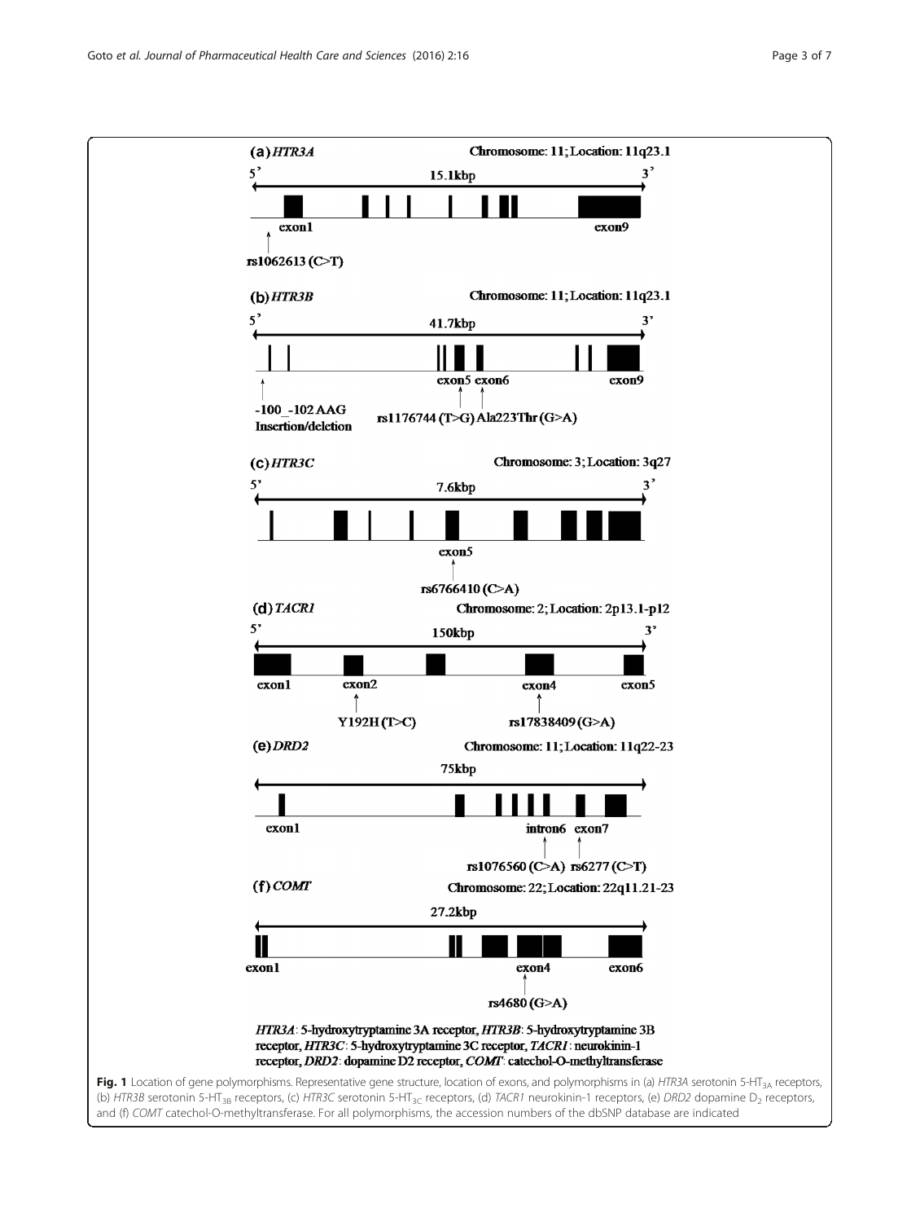(a) *HTR3A* Chromosome: 11; Location: 11q23.1

5' 15.1kbp 3'

exon1 exon9

rs1062613 (C>T)

(b) *HTR3B* Chromosome: 11; Location: 11q23.1

5' 41.7kbp 3'

exon5 exon6 exon9

-100_-102 AAG Insertion/deletion

rs1176744 (T>G) Ala223Thr (G>A)

(c) *HTR3C* Chromosome: 3; Location: 3q27

5' 7.6kbp 3'

exon5

rs6766410 (C>A)

(d) *TACR1* Chromosome: 2; Location: 2p13.1-p12

5' 150kbp 3'

exon1 exon2 exon4 exon5

Y192H (T>C) rs17838409 (G>A)

(e) *DRD2* Chromosome: 11; Location: 11q22-23

75kbp

exon1 intron6 exon7

rs1076560 (C>A) rs6277 (C>T)

(f) *COMT* Chromosome: 22; Location: 22q11.21-23

27.2kbp

exon1 exon4 exon6

rs4680 (G>A)

***HTR3A***: **5-hydroxytryptamine 3A receptor,** ***HTR3B***: **5-hydroxytryptamine 3B receptor,** ***HTR3C***: **5-hydroxytryptamine 3C receptor,** ***TACR1***: **neurokinin-1 receptor,** ***DRD2***: **dopamine D2 receptor,** ***COMT***: **catechol-O-methyltransferase**

**Fig. 1** Location of gene polymorphisms. Representative gene structure, location of exons, and polymorphisms in (a) *HTR3A* serotonin 5-$HT_{3A}$ receptors, (b) *HTR3B* serotonin 5-$HT_{3B}$ receptors, (c) *HTR3C* serotonin 5-$HT_{3C}$ receptors, (d) *TACR1* neurokinin-1 receptors, (e) *DRD2* dopamine $D_2$ receptors, and (f) *COMT* catechol-O-methyltransferase. For all polymorphisms, the accession numbers of the dbSNP database are indicated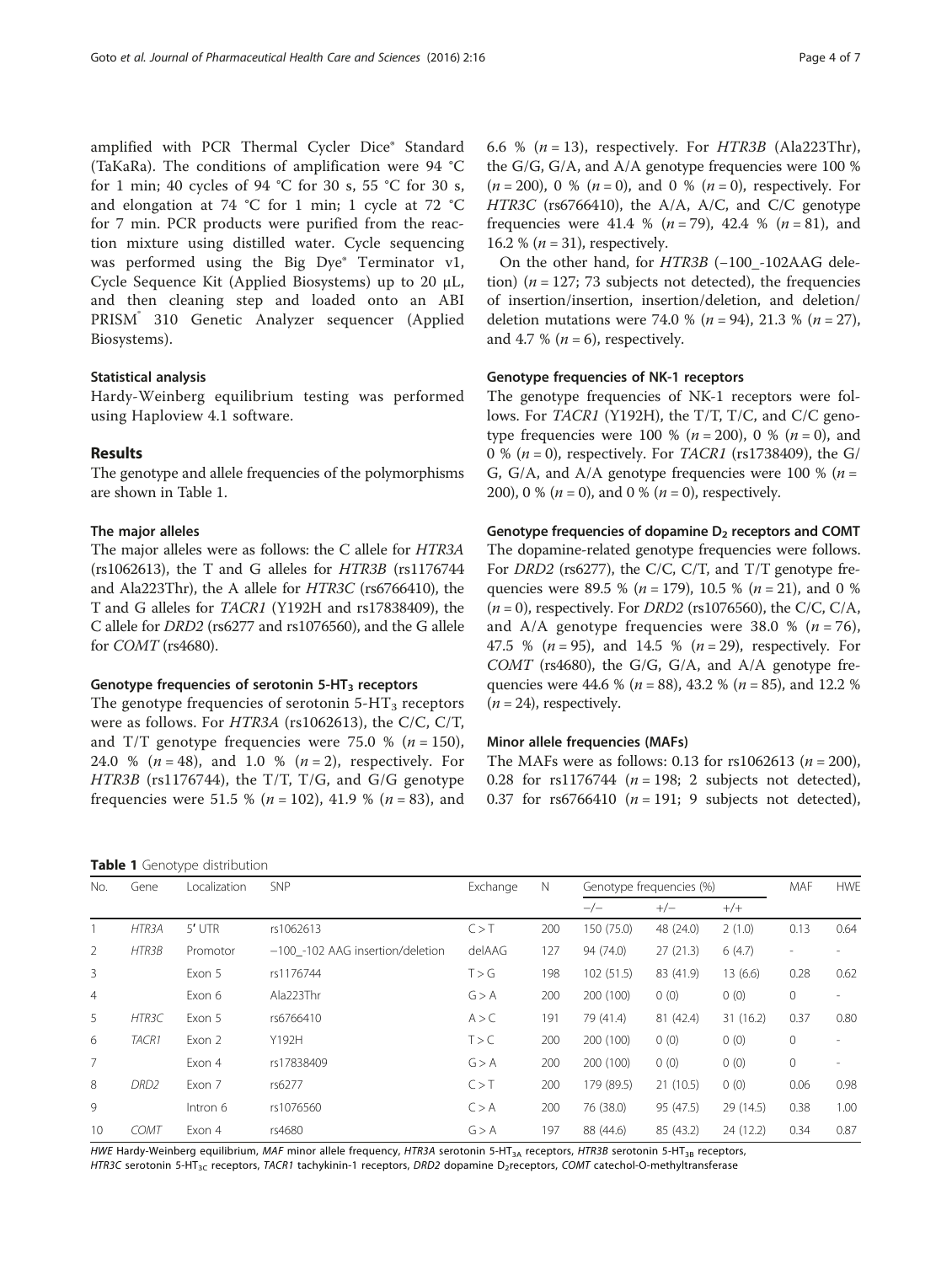amplified with PCR Thermal Cycler Dice® Standard (TaKaRa). The conditions of amplification were 94 °C for 1 min; 40 cycles of 94 °C for 30 s, 55 °C for 30 s, and elongation at 74 °C for 1 min; 1 cycle at 72 °C for 7 min. PCR products were purified from the reaction mixture using distilled water. Cycle sequencing was performed using the Big Dye® Terminator v1, Cycle Sequence Kit (Applied Biosystems) up to 20 μL, and then cleaning step and loaded onto an ABI PRISM® 310 Genetic Analyzer sequencer (Applied Biosystems).

### Statistical analysis

Hardy-Weinberg equilibrium testing was performed using Haploview 4.1 software.

## Results

The genotype and allele frequencies of the polymorphisms are shown in Table 1.

### The major alleles

The major alleles were as follows: the C allele for *HTR3A* (rs1062613), the T and G alleles for *HTR3B* (rs1176744 and Ala223Thr), the A allele for *HTR3C* (rs6766410), the T and G alleles for *TACR1* (Y192H and rs17838409), the C allele for *DRD2* (rs6277 and rs1076560), and the G allele for *COMT* (rs4680).

### Genotype frequencies of serotonin 5-HT$_3$ receptors

The genotype frequencies of serotonin 5-HT$_3$ receptors were as follows. For *HTR3A* (rs1062613), the C/C, C/T, and T/T genotype frequencies were 75.0 % ($n = 150$), 24.0 % ($n = 48$), and 1.0 % ($n = 2$), respectively. For *HTR3B* (rs1176744), the T/T, T/G, and G/G genotype frequencies were 51.5 % ($n = 102$), 41.9 % ($n = 83$), and 6.6 % ($n = 13$), respectively. For *HTR3B* (Ala223Thr), the G/G, G/A, and A/A genotype frequencies were 100 % ($n = 200$), 0 % ($n = 0$), and 0 % ($n = 0$), respectively. For *HTR3C* (rs6766410), the A/A, A/C, and C/C genotype frequencies were 41.4 % ($n = 79$), 42.4 % ($n = 81$), and 16.2 % ($n = 31$), respectively.

On the other hand, for *HTR3B* (−100_-102AAG deletion) ($n = 127$; 73 subjects not detected), the frequencies of insertion/insertion, insertion/deletion, and deletion/deletion mutations were 74.0 % ($n = 94$), 21.3 % ($n = 27$), and 4.7 % ($n = 6$), respectively.

### Genotype frequencies of NK-1 receptors

The genotype frequencies of NK-1 receptors were follows. For *TACR1* (Y192H), the T/T, T/C, and C/C genotype frequencies were 100 % ($n = 200$), 0 % ($n = 0$), and 0 % ($n = 0$), respectively. For *TACR1* (rs1738409), the G/G, G/A, and A/A genotype frequencies were 100 % ($n = 200$), 0 % ($n = 0$), and 0 % ($n = 0$), respectively.

### Genotype frequencies of dopamine D$_2$ receptors and COMT

The dopamine-related genotype frequencies were follows. For *DRD2* (rs6277), the C/C, C/T, and T/T genotype frequencies were 89.5 % ($n = 179$), 10.5 % ($n = 21$), and 0 % ($n = 0$), respectively. For *DRD2* (rs1076560), the C/C, C/A, and A/A genotype frequencies were 38.0 % ($n = 76$), 47.5 % ($n = 95$), and 14.5 % ($n = 29$), respectively. For *COMT* (rs4680), the G/G, G/A, and A/A genotype frequencies were 44.6 % ($n = 88$), 43.2 % ($n = 85$), and 12.2 % ($n = 24$), respectively.

### Minor allele frequencies (MAFs)

The MAFs were as follows: 0.13 for rs1062613 ($n = 200$), 0.28 for rs1176744 ($n = 198$; 2 subjects not detected), 0.37 for rs6766410 ($n = 191$; 9 subjects not detected),

**Table 1** Genotype distribution

| No. | Gene | Localization | SNP | Exchange | N | Genotype frequencies (%) | | | MAF | HWE |
|---|---|---|---|---|---|---|---|---|---|---|
| | | | | | | −/− | +/− | +/+ | | |
| 1 | *HTR3A* | 5′ UTR | rs1062613 | C > T | 200 | 150 (75.0) | 48 (24.0) | 2 (1.0) | 0.13 | 0.64 |
| 2 | *HTR3B* | Promotor | −100_-102 AAG insertion/deletion | delAAG | 127 | 94 (74.0) | 27 (21.3) | 6 (4.7) | - | - |
| 3 | | Exon 5 | rs1176744 | T > G | 198 | 102 (51.5) | 83 (41.9) | 13 (6.6) | 0.28 | 0.62 |
| 4 | | Exon 6 | Ala223Thr | G > A | 200 | 200 (100) | 0 (0) | 0 (0) | 0 | - |
| 5 | *HTR3C* | Exon 5 | rs6766410 | A > C | 191 | 79 (41.4) | 81 (42.4) | 31 (16.2) | 0.37 | 0.80 |
| 6 | *TACR1* | Exon 2 | Y192H | T > C | 200 | 200 (100) | 0 (0) | 0 (0) | 0 | - |
| 7 | | Exon 4 | rs17838409 | G > A | 200 | 200 (100) | 0 (0) | 0 (0) | 0 | - |
| 8 | *DRD2* | Exon 7 | rs6277 | C > T | 200 | 179 (89.5) | 21 (10.5) | 0 (0) | 0.06 | 0.98 |
| 9 | | Intron 6 | rs1076560 | C > A | 200 | 76 (38.0) | 95 (47.5) | 29 (14.5) | 0.38 | 1.00 |
| 10 | *COMT* | Exon 4 | rs4680 | G > A | 197 | 88 (44.6) | 85 (43.2) | 24 (12.2) | 0.34 | 0.87 |

*HWE* Hardy-Weinberg equilibrium, *MAF* minor allele frequency, *HTR3A* serotonin 5-HT$_{3A}$ receptors, *HTR3B* serotonin 5-HT$_{3B}$ receptors, *HTR3C* serotonin 5-HT$_{3C}$ receptors, *TACR1* tachykinin-1 receptors, *DRD2* dopamine D$_2$receptors, *COMT* catechol-O-methyltransferase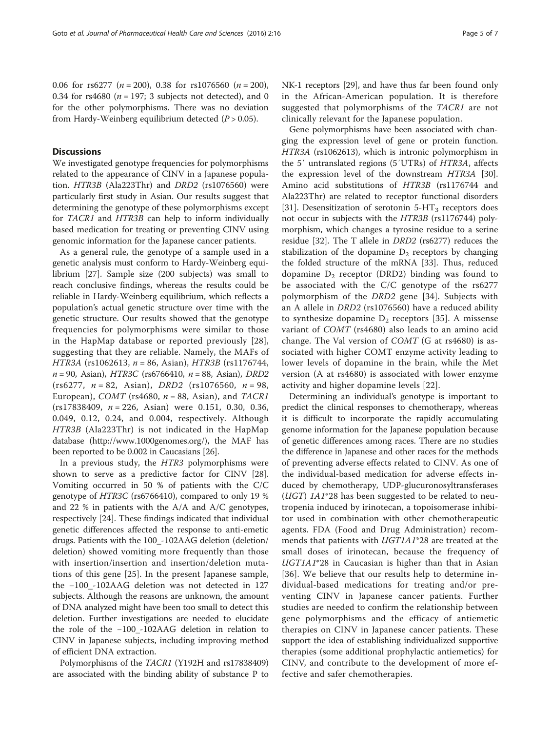0.06 for rs6277 ($n = 200$), 0.38 for rs1076560 ($n = 200$), 0.34 for rs4680 ($n = 197$; 3 subjects not detected), and 0 for the other polymorphisms. There was no deviation from Hardy-Weinberg equilibrium detected ($P > 0.05$).

## Discussions

We investigated genotype frequencies for polymorphisms related to the appearance of CINV in a Japanese population. *HTR3B* (Ala223Thr) and *DRD2* (rs1076560) were particularly first study in Asian. Our results suggest that determining the genotype of these polymorphisms except for *TACR1* and *HTR3B* can help to inform individually based medication for treating or preventing CINV using genomic information for the Japanese cancer patients.

As a general rule, the genotype of a sample used in a genetic analysis must conform to Hardy-Weinberg equilibrium [27]. Sample size (200 subjects) was small to reach conclusive findings, whereas the results could be reliable in Hardy-Weinberg equilibrium, which reflects a population's actual genetic structure over time with the genetic structure. Our results showed that the genotype frequencies for polymorphisms were similar to those in the HapMap database or reported previously [28], suggesting that they are reliable. Namely, the MAFs of *HTR3A* (rs1062613, $n = 86$, Asian), *HTR3B* (rs1176744, $n = 90$, Asian), *HTR3C* (rs6766410, $n = 88$, Asian), *DRD2* (rs6277, $n = 82$, Asian), *DRD2* (rs1076560, $n = 98$, European), *COMT* (rs4680, $n = 88$, Asian), and *TACR1* (rs17838409, $n = 226$, Asian) were 0.151, 0.30, 0.36, 0.049, 0.12, 0.24, and 0.004, respectively. Although *HTR3B* (Ala223Thr) is not indicated in the HapMap database (http://www.1000genomes.org/), the MAF has been reported to be 0.002 in Caucasians [26].

In a previous study, the *HTR3* polymorphisms were shown to serve as a predictive factor for CINV [28]. Vomiting occurred in 50 % of patients with the C/C genotype of *HTR3C* (rs6766410), compared to only 19 % and 22 % in patients with the A/A and A/C genotypes, respectively [24]. These findings indicated that individual genetic differences affected the response to anti-emetic drugs. Patients with the 100_-102AAG deletion (deletion/deletion) showed vomiting more frequently than those with insertion/insertion and insertion/deletion mutations of this gene [25]. In the present Japanese sample, the −100_-102AAG deletion was not detected in 127 subjects. Although the reasons are unknown, the amount of DNA analyzed might have been too small to detect this deletion. Further investigations are needed to elucidate the role of the −100_-102AAG deletion in relation to CINV in Japanese subjects, including improving method of efficient DNA extraction.

Polymorphisms of the *TACR1* (Y192H and rs17838409) are associated with the binding ability of substance P to NK-1 receptors [29], and have thus far been found only in the African-American population. It is therefore suggested that polymorphisms of the *TACR1* are not clinically relevant for the Japanese population.

Gene polymorphisms have been associated with changing the expression level of gene or protein function. *HTR3A* (rs1062613), which is intronic polymorphism in the 5′ untranslated regions (5′UTRs) of *HTR3A*, affects the expression level of the downstream *HTR3A* [30]. Amino acid substitutions of *HTR3B* (rs1176744 and Ala223Thr) are related to receptor functional disorders [31]. Desensitization of serotonin 5-$HT_3$ receptors does not occur in subjects with the *HTR3B* (rs1176744) polymorphism, which changes a tyrosine residue to a serine residue [32]. The T allele in *DRD2* (rs6277) reduces the stabilization of the dopamine $D_2$ receptors by changing the folded structure of the mRNA [33]. Thus, reduced dopamine $D_2$ receptor (DRD2) binding was found to be associated with the C/C genotype of the rs6277 polymorphism of the *DRD2* gene [34]. Subjects with an A allele in *DRD2* (rs1076560) have a reduced ability to synthesize dopamine $D_2$ receptors [35]. A missense variant of *COMT* (rs4680) also leads to an amino acid change. The Val version of *COMT* (G at rs4680) is associated with higher COMT enzyme activity leading to lower levels of dopamine in the brain, while the Met version (A at rs4680) is associated with lower enzyme activity and higher dopamine levels [22].

Determining an individual's genotype is important to predict the clinical responses to chemotherapy, whereas it is difficult to incorporate the rapidly accumulating genome information for the Japanese population because of genetic differences among races. There are no studies the difference in Japanese and other races for the methods of preventing adverse effects related to CINV. As one of the individual-based medication for adverse effects induced by chemotherapy, UDP-glucuronosyltransferases (*UGT*) *1A1*\*28 has been suggested to be related to neutropenia induced by irinotecan, a topoisomerase inhibitor used in combination with other chemotherapeutic agents. FDA (Food and Drug Administration) recommends that patients with *UGT1A1*\*28 are treated at the small doses of irinotecan, because the frequency of *UGT1A1*\*28 in Caucasian is higher than that in Asian [36]. We believe that our results help to determine individual-based medications for treating and/or preventing CINV in Japanese cancer patients. Further studies are needed to confirm the relationship between gene polymorphisms and the efficacy of antiemetic therapies on CINV in Japanese cancer patients. These support the idea of establishing individualized supportive therapies (some additional prophylactic antiemetics) for CINV, and contribute to the development of more effective and safer chemotherapies.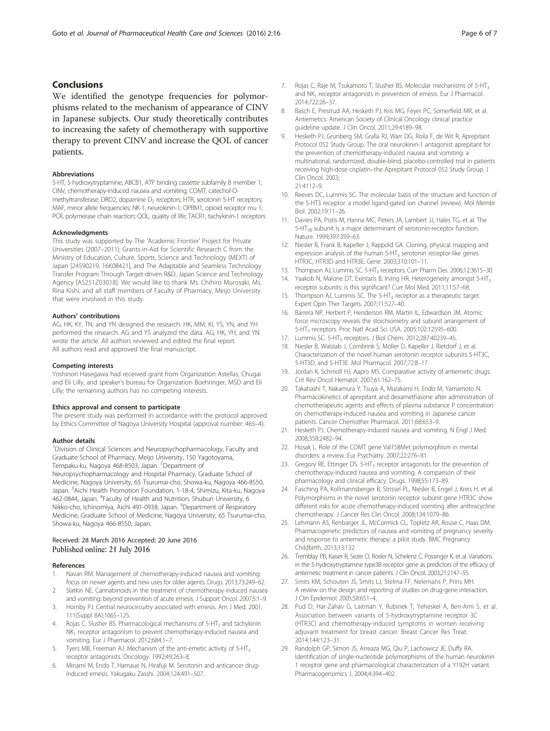## Conclusions

We identified the genotype frequencies for polymorphisms related to the mechanism of appearance of CINV in Japanese subjects. Our study theoretically contributes to increasing the safety of chemotherapy with supportive therapy to prevent CINV and increase the QOL of cancer patients.

#### Abbreviations

5-HT, 5-hydroxytryptamine; ABCB1, ATP binding cassette subfamily B member 1; CINV, chemotherapy-induced nausea and vomiting; COMT, catechol-O-methyltransferase; DRD2, dopamine $D_2$ receptors; HTR, serotonin 5-HT receptors; MAF, minor allele frequencies; NK-1, neurokinin-1; OPRM1, opioid receptor mu 1; PCR, polymerase chain reaction; QOL, quality of life; TACR1, tachykinin-1 receptors

#### Acknowledgments

This study was supported by The 'Academic Frontier' Project for Private Universities (2007–2011); Grants-in-Aid for Scientific Research C from the Ministry of Education, Culture, Sports, Science and Technology (MEXT) of Japan [24590219, 16K08421], and The Adaptable and Seamless Technology Transfer Program Through Target-driven R&D, Japan Science and Technology Agency [AS251Z03018]. We would like to thank Ms. Chihiro Murosaki, Ms. Rina Kishi, and all staff members of Faculty of Pharmacy, Meijo University that were involved in this study.

#### Authors' contributions

AG, HK, KY, TN, and YN designed the research. HK, MM, KI, YS, YN, and YH performed the research. AG and YS analyzed the data. AG, HK, YH, and YN wrote the article. All authors reviewed and edited the final report. All authors read and approved the final manuscript.

#### Competing interests

Yoshinori Hasegawa had received grant from Organization Astellas, Chugai and Eli Lilly, and speaker's bureau for Organization Boehringer, MSD and Eli Lilly; the remaining authors has no competing interests.

#### Ethics approval and consent to participate

The present study was performed in accordance with the protocol approved by Ethics Committee of Nagoya University Hospital (approval number: 465–4).

#### Author details

[1]Division of Clinical Sciences and Neuropsychopharmacology, Faculty and Graduate School of Pharmacy, Meijo University, 150 Yagotoyama, Tempaku-ku, Nagoya 468-8503, Japan. [2]Department of Neuropsychopharmacology and Hospital Pharmacy, Graduate School of Medicine, Nagoya University, 65 Tsurumai-cho, Showa-ku, Nagoya 466-8550, Japan. [3]Aichi Health Promotion Foundation, 1-18-4, Shimizu, Kita-ku, Nagoya 462-0844, Japan. [4]Faculty of Health and Nutrition, Shubun University, 6 Nikko-cho, Ichinomiya, Aichi 491-0938, Japan. [5]Department of Respiratory Medicine, Graduate School of Medicine, Nagoya University, 65 Tsurumai-cho, Showa-ku, Nagoya 466-8550, Japan.

Received: 28 March 2016 Accepted: 20 June 2016
Published online: 21 July 2016

#### References

1. Navari RM. Management of chemotherapy-induced nausea and vomiting: focus on newer agents and new uses for older agents. Drugs. 2013;73:249–62.
2. Slatkin NE. Cannabinoids in the treatment of chemotherapy-induced nausea and vomiting: beyond prevention of acute emesis. J Support Oncol. 2007;5:1–9.
3. Hornby PJ. Central neurocircuitry associated with emesis. Am J Med. 2001; 111(Suppl 8A):106S–12S.
4. Rojas C, Slusher BS. Pharmacological mechanisms of 5-$HT_3$ and tachykinin $NK_1$ receptor antagonism to prevent chemotherapy-induced nausea and vomiting. Eur J Pharmacol. 2012;684:1–7.
5. Tyers MB, Freeman AJ. Mechanism of the anti-emetic activity of 5-$HT_3$ receptor antagonists. Oncology. 1992;49:263–8.
6. Minami M, Endo T, Hamaue N, Hirafuji M. Serotonin and anticancer drug-induced emesis. Yakugaku Zasshi. 2004;124:491–507.
7. Rojas C, Raje M, Tsukamoto T, Slusher BS. Molecular mechanisms of 5-$HT_3$ and $NK_1$ receptor antagonists in prevention of emesis. Eur J Pharmacol. 2014;722:26–37.
8. Basch E, Prestrud AA, Hesketh PJ, Kris MG, Feyer PC, Somerfield MR, et al. Antiemetics: American Society of Clinical Oncology clinical practice guideline update. J Clin Oncol. 2011;29:4189–98.
9. Hesketh PJ, Grunberg SM, Gralla RJ, Warr DG, Roila F, de Wit R, Aprepitant Protocol 052 Study Group. The oral neurokinin-1 antagonist aprepitant for the prevention of chemotherapy-induced nausea and vomiting: a multinational, randomized, double-blind, placebo-controlled trial in patients receiving high-dose cisplatin–the Aprepitant Protocol 052 Study Group. J Clin Oncol. 2003; 21:4112–9.
10. Reeves DC, Lummis SC. The molecular basis of the structure and function of the 5-HT3 receptor: a model ligand-gated ion channel (review). Mol Membr Biol. 2002;19:11–26.
11. Davies PA, Pistis M, Hanna MC, Peters JA, Lambert JJ, Hales TG, et al. The 5-$HT_{3B}$ subunit is a major determinant of serotonin-receptor function. Nature. 1999;397:359–63.
12. Niesler B, Frank B, Kapeller J, Rappold GA. Cloning, physical mapping and expression analysis of the human 5-$HT_3$ serotonin receptor-like genes HTR3C, HTR3D and HTR3E. Gene. 2003;310:101–11.
13. Thompson AJ, Lummis SC. 5-$HT_3$ receptors. Curr Pharm Des. 2006;12:3615–30.
14. Yaakob N, Malone DT, Exintaris B, Irving HR. Heterogeneity amongst 5-$HT_3$ receptor subunits: is this significant? Curr Mol Med. 2011;11:57–68.
15. Thompson AJ, Lummis SC. The 5-$HT_3$ receptor as a therapeutic target. Expert Opin Ther Targets. 2007;11:527–40.
16. Barrera NP, Herbert P, Henderson RM, Martin IL, Edwardson JM. Atomic force microscopy reveals the stoichiometry and subunit arrangement of 5-$HT_3$ receptors. Proc Natl Acad Sci USA. 2005;102:12595–600.
17. Lummis SC. 5-$HT_3$ receptors. J Biol Chem. 2012;287:40239–45.
18. Niesler B, Walstab J, Combrink S, Möller D, Kapeller J, Rietdorf J, et al. Characterization of the novel human serotonin receptor subunits 5-HT3C, 5-HT3D, and 5-HT3E. Mol Pharmacol. 2007;72:8–17.
19. Jordan K, Schmoll HJ, Aapro MS. Comparative activity of antiemetic drugs. Crit Rev Oncol Hematol. 2007;61:162–75.
20. Takahashi T, Nakamura Y, Tsuya A, Murakami H, Endo M, Yamamoto N. Pharmacokinetics of aprepitant and dexamethasone after administration of chemotherapeutic agents and effects of plasma substance P concentration on chemotherapy-induced nausea and vomiting in Japanese cancer patients. Cancer Chemother Pharmacol. 2011;68:653–9.
21. Hesketh PJ. Chemotherapy-induced nausea and vomiting. N Engl J Med. 2008;358:2482–94.
22. Hosak L. Role of the COMT gene Val158Met polymorphism in mental disorders: a review. Eur Psychiatry. 2007;22:276–81.
23. Gregory RE, Ettinger DS. 5-$HT_3$ receptor antagonists for the prevention of chemotherapy-induced nausea and vomiting. A comparison of their pharmacology and clinical efficacy. Drugs. 1998;55:173–89.
24. Fasching PA, Kollmannsberger B, Strissel PL, Niesler B, Engel J, Kreis H, et al. Polymorphisms in the novel serotonin receptor subunit gene HTR3C show different risks for acute chemotherapy-induced vomiting after anthracycline chemotherapy. J Cancer Res Clin Oncol. 2008;134:1079–86.
25. Lehmann AS, Renbarger JL, McCormick CL, Topletz AR, Rouse C, Haas DM. Pharmacogenetic predictors of nausea and vomiting of pregnancy severity and response to antiemetic therapy: a pilot study. BMC Pregnancy Childbirth. 2013;13:132.
26. Tremblay PB, Kaiser R, Sezer O, Rosler N, Schelenz C, Possinger K, et al. Variations in the 5-hydroxytryptamine type3B receptor gene as predictors of the efficacy of antiemetic treatment in cancer patients. J Clin Oncol. 2003;21:2147–55.
27. Smits KM, Schouten JS, Smits LJ, Stelma FF, Nelemans P, Prins MH. A review on the design and reporting of studies on drug-gene interaction. J Clin Epidemiol. 2005;58:651–4.
28. Pud D, Har-Zahav G, Laitman Y, Rubinek T, Yeheskel A, Ben-Ami S, et al. Association between variants of 5-hydroxytryptamine receptor 3C (HTR3C) and chemotherapy-induced symptoms in women receiving adjuvant treatment for breast cancer. Breast Cancer Res Treat. 2014;144:123–31.
29. Randolph GP, Simon JS, Arreaza MG, Qiu P, Lachowicz JE, Duffy RA. Identification of single-nucleotide polymorphisms of the human neurokinin 1 receptor gene and pharmacological characterization of a Y192H variant. Pharmacogenomics J. 2004;4:394–402.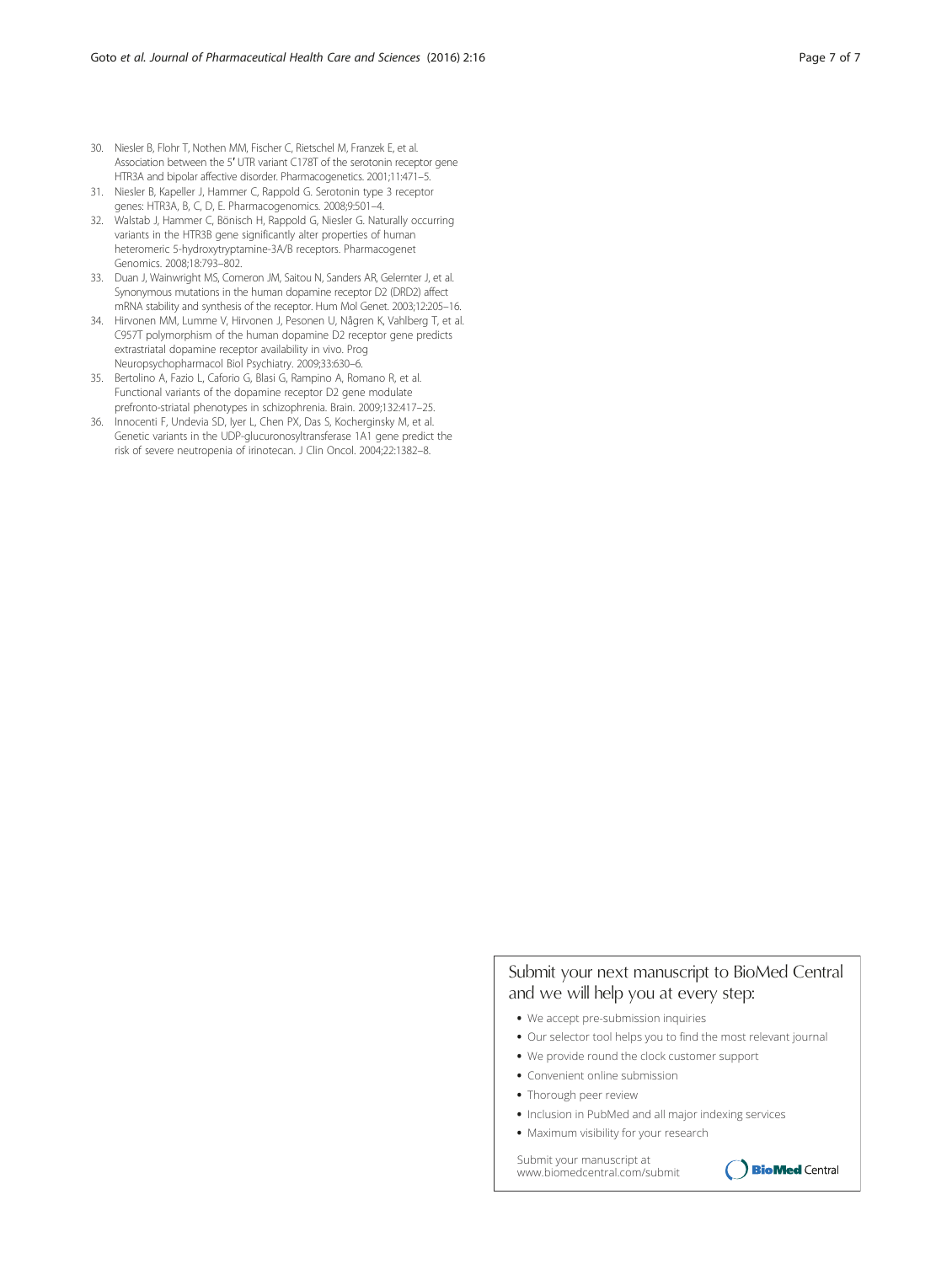30. Niesler B, Flohr T, Nothen MM, Fischer C, Rietschel M, Franzek E, et al. Association between the 5′ UTR variant C178T of the serotonin receptor gene HTR3A and bipolar affective disorder. Pharmacogenetics. 2001;11:471–5.
31. Niesler B, Kapeller J, Hammer C, Rappold G. Serotonin type 3 receptor genes: HTR3A, B, C, D, E. Pharmacogenomics. 2008;9:501–4.
32. Walstab J, Hammer C, Bönisch H, Rappold G, Niesler G. Naturally occurring variants in the HTR3B gene significantly alter properties of human heteromeric 5-hydroxytryptamine-3A/B receptors. Pharmacogenet Genomics. 2008;18:793–802.
33. Duan J, Wainwright MS, Comeron JM, Saitou N, Sanders AR, Gelernter J, et al. Synonymous mutations in the human dopamine receptor D2 (DRD2) affect mRNA stability and synthesis of the receptor. Hum Mol Genet. 2003;12:205–16.
34. Hirvonen MM, Lumme V, Hirvonen J, Pesonen U, Någren K, Vahlberg T, et al. C957T polymorphism of the human dopamine D2 receptor gene predicts extrastriatal dopamine receptor availability in vivo. Prog Neuropsychopharmacol Biol Psychiatry. 2009;33:630–6.
35. Bertolino A, Fazio L, Caforio G, Blasi G, Rampino A, Romano R, et al. Functional variants of the dopamine receptor D2 gene modulate prefronto-striatal phenotypes in schizophrenia. Brain. 2009;132:417–25.
36. Innocenti F, Undevia SD, Iyer L, Chen PX, Das S, Kocherginsky M, et al. Genetic variants in the UDP-glucuronosyltransferase 1A1 gene predict the risk of severe neutropenia of irinotecan. J Clin Oncol. 2004;22:1382–8.

Submit your next manuscript to BioMed Central and we will help you at every step:

- We accept pre-submission inquiries
- Our selector tool helps you to find the most relevant journal
- We provide round the clock customer support
- Convenient online submission
- Thorough peer review
- Inclusion in PubMed and all major indexing services
- Maximum visibility for your research

Submit your manuscript at
www.biomedcentral.com/submit

BioMed Central